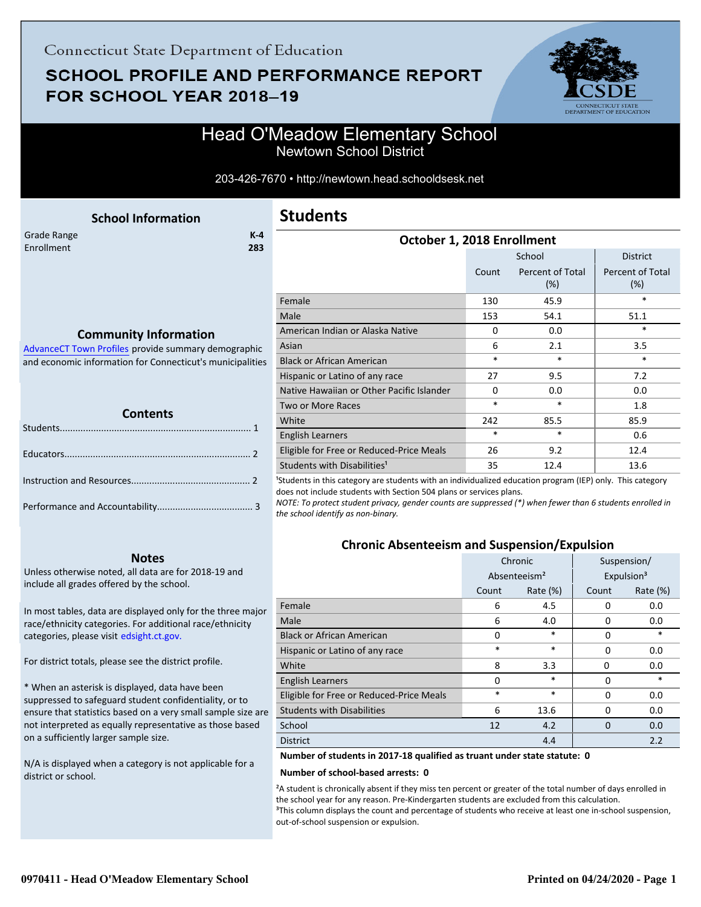Connecticut State Department of Education

# SCHOOL PROFILE AND PERFORMANCE REPORT FOR SCHOOL YEAR 2018–19

## Head O'Meadow Elementary School
Newtown School District

203-426-7670 • http://newtown.head.schoolsdesk.net

### School Information

| | |
|---|---|
| Grade Range | K-4 |
| Enrollment | 283 |

### Community Information

AdvanceCT Town Profiles provide summary demographic and economic information for Connecticut's municipalities

### Contents

Students........................................................................ 1

Educators...................................................................... 2

Instruction and Resources............................................. 2

Performance and Accountability.................................... 3

### Notes

Unless otherwise noted, all data are for 2018-19 and include all grades offered by the school.

In most tables, data are displayed only for the three major race/ethnicity categories. For additional race/ethnicity categories, please visit edsight.ct.gov.

For district totals, please see the district profile.

* When an asterisk is displayed, data have been suppressed to safeguard student confidentiality, or to ensure that statistics based on a very small sample size are not interpreted as equally representative as those based on a sufficiently larger sample size.

N/A is displayed when a category is not applicable for a district or school.

## Students

### October 1, 2018 Enrollment

| | School | | District |
|---|---|---|---|
| | Count | Percent of Total (%) | Percent of Total (%) |
| Female | 130 | 45.9 | * |
| Male | 153 | 54.1 | 51.1 |
| American Indian or Alaska Native | 0 | 0.0 | * |
| Asian | 6 | 2.1 | 3.5 |
| Black or African American | * | * | * |
| Hispanic or Latino of any race | 27 | 9.5 | 7.2 |
| Native Hawaiian or Other Pacific Islander | 0 | 0.0 | 0.0 |
| Two or More Races | * | * | 1.8 |
| White | 242 | 85.5 | 85.9 |
| English Learners | * | * | 0.6 |
| Eligible for Free or Reduced-Price Meals | 26 | 9.2 | 12.4 |
| Students with Disabilities[1] | 35 | 12.4 | 13.6 |

[1]Students in this category are students with an individualized education program (IEP) only. This category does not include students with Section 504 plans or services plans.

*NOTE: To protect student privacy, gender counts are suppressed (*) when fewer than 6 students enrolled in the school identify as non-binary.*

### Chronic Absenteeism and Suspension/Expulsion

| | Chronic Absenteeism[2] | | Suspension/ Expulsion[3] | |
|---|---|---|---|---|
| | Count | Rate (%) | Count | Rate (%) |
| Female | 6 | 4.5 | 0 | 0.0 |
| Male | 6 | 4.0 | 0 | 0.0 |
| Black or African American | 0 | * | 0 | * |
| Hispanic or Latino of any race | * | * | 0 | 0.0 |
| White | 8 | 3.3 | 0 | 0.0 |
| English Learners | 0 | * | 0 | * |
| Eligible for Free or Reduced-Price Meals | * | * | 0 | 0.0 |
| Students with Disabilities | 6 | 13.6 | 0 | 0.0 |
| School | 12 | 4.2 | 0 | 0.0 |
| District | | 4.4 | | 2.2 |

**Number of students in 2017-18 qualified as truant under state statute: 0**

**Number of school-based arrests: 0**

[2]A student is chronically absent if they miss ten percent or greater of the total number of days enrolled in the school year for any reason. Pre-Kindergarten students are excluded from this calculation.

[3]This column displays the count and percentage of students who receive at least one in-school suspension, out-of-school suspension or expulsion.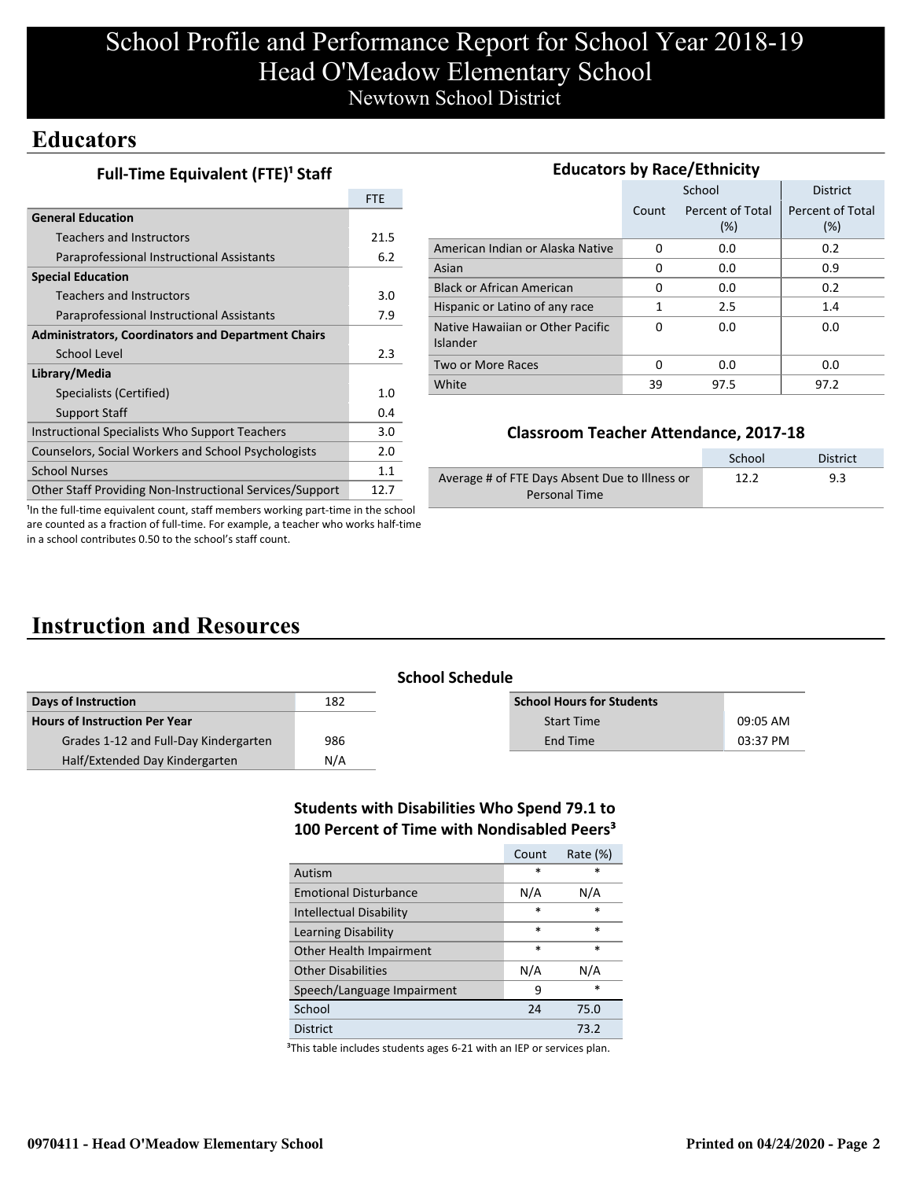# School Profile and Performance Report for School Year 2018-19
# Head O'Meadow Elementary School
## Newtown School District

## Educators

### Full-Time Equivalent (FTE)[1] Staff

| | FTE |
|---|---|
| **General Education** | |
| Teachers and Instructors | 21.5 |
| Paraprofessional Instructional Assistants | 6.2 |
| **Special Education** | |
| Teachers and Instructors | 3.0 |
| Paraprofessional Instructional Assistants | 7.9 |
| **Administrators, Coordinators and Department Chairs** | |
| School Level | 2.3 |
| **Library/Media** | |
| Specialists (Certified) | 1.0 |
| Support Staff | 0.4 |
| Instructional Specialists Who Support Teachers | 3.0 |
| Counselors, Social Workers and School Psychologists | 2.0 |
| School Nurses | 1.1 |
| Other Staff Providing Non-Instructional Services/Support | 12.7 |

[1]In the full-time equivalent count, staff members working part-time in the school are counted as a fraction of full-time. For example, a teacher who works half-time in a school contributes 0.50 to the school's staff count.

### Educators by Race/Ethnicity

| | School | | District |
|---|---|---|---|
| | Count | Percent of Total (%) | Percent of Total (%) |
| American Indian or Alaska Native | 0 | 0.0 | 0.2 |
| Asian | 0 | 0.0 | 0.9 |
| Black or African American | 0 | 0.0 | 0.2 |
| Hispanic or Latino of any race | 1 | 2.5 | 1.4 |
| Native Hawaiian or Other Pacific Islander | 0 | 0.0 | 0.0 |
| Two or More Races | 0 | 0.0 | 0.0 |
| White | 39 | 97.5 | 97.2 |

### Classroom Teacher Attendance, 2017-18

| | School | District |
|---|---|---|
| Average # of FTE Days Absent Due to Illness or Personal Time | 12.2 | 9.3 |

## Instruction and Resources

### School Schedule

| Days of Instruction | 182 |
|---|---|
| **Hours of Instruction Per Year** | |
| Grades 1-12 and Full-Day Kindergarten | 986 |
| Half/Extended Day Kindergarten | N/A |

| School Hours for Students | |
|---|---|
| Start Time | 09:05 AM |
| End Time | 03:37 PM |

### Students with Disabilities Who Spend 79.1 to 100 Percent of Time with Nondisabled Peers[3]

| | Count | Rate (%) |
|---|---|---|
| Autism | * | * |
| Emotional Disturbance | N/A | N/A |
| Intellectual Disability | * | * |
| Learning Disability | * | * |
| Other Health Impairment | * | * |
| Other Disabilities | N/A | N/A |
| Speech/Language Impairment | 9 | * |
| School | 24 | 75.0 |
| District | | 73.2 |

[3]This table includes students ages 6-21 with an IEP or services plan.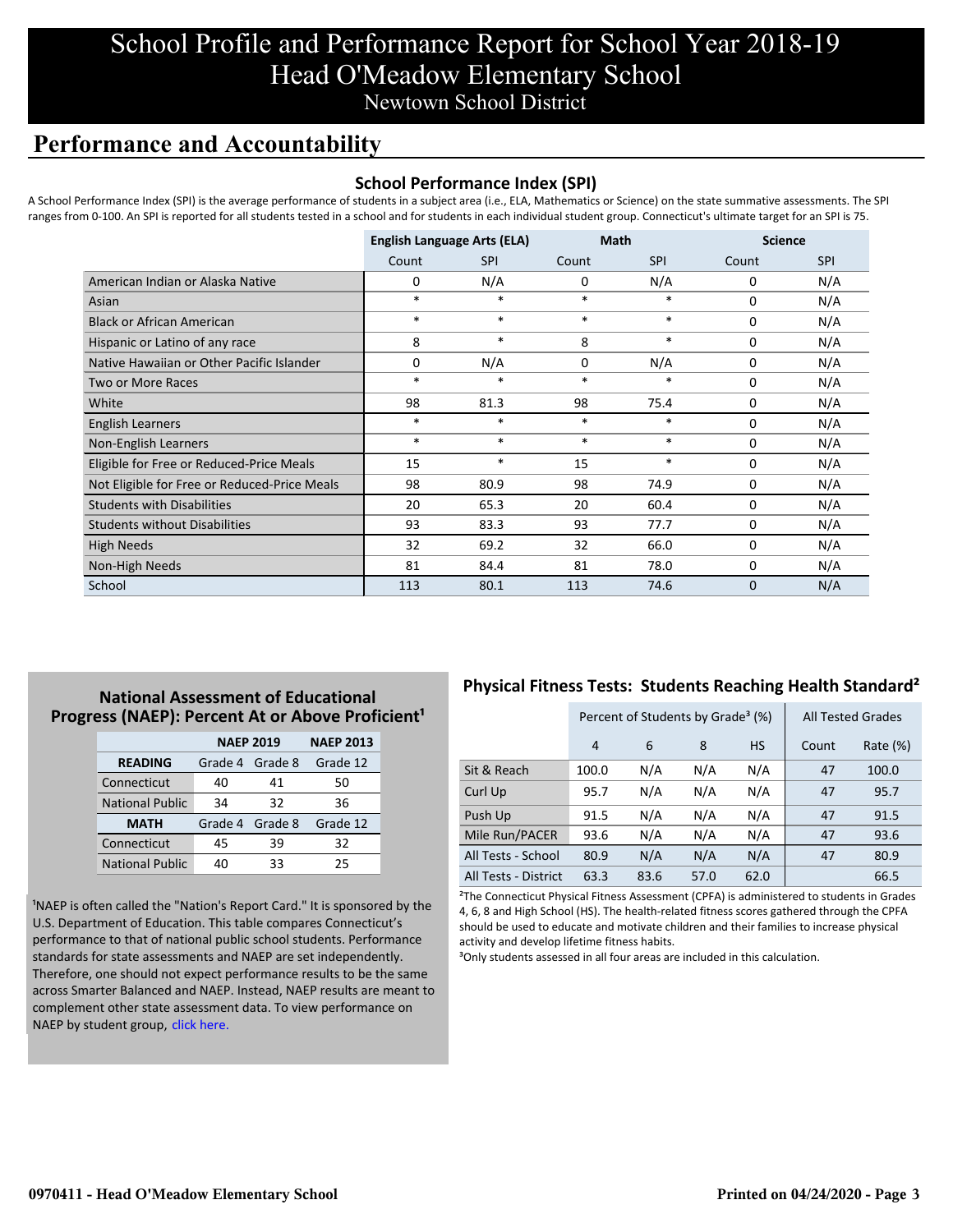# School Profile and Performance Report for School Year 2018-19
# Head O'Meadow Elementary School
## Newtown School District

## Performance and Accountability

### School Performance Index (SPI)

A School Performance Index (SPI) is the average performance of students in a subject area (i.e., ELA, Mathematics or Science) on the state summative assessments. The SPI ranges from 0-100. An SPI is reported for all students tested in a school and for students in each individual student group. Connecticut's ultimate target for an SPI is 75.

| | English Language Arts (ELA) | | Math | | Science | |
|---|---|---|---|---|---|---|
| | Count | SPI | Count | SPI | Count | SPI |
| American Indian or Alaska Native | 0 | N/A | 0 | N/A | 0 | N/A |
| Asian | * | * | * | * | 0 | N/A |
| Black or African American | * | * | * | * | 0 | N/A |
| Hispanic or Latino of any race | 8 | * | 8 | * | 0 | N/A |
| Native Hawaiian or Other Pacific Islander | 0 | N/A | 0 | N/A | 0 | N/A |
| Two or More Races | * | * | * | * | 0 | N/A |
| White | 98 | 81.3 | 98 | 75.4 | 0 | N/A |
| English Learners | * | * | * | * | 0 | N/A |
| Non-English Learners | * | * | * | * | 0 | N/A |
| Eligible for Free or Reduced-Price Meals | 15 | * | 15 | * | 0 | N/A |
| Not Eligible for Free or Reduced-Price Meals | 98 | 80.9 | 98 | 74.9 | 0 | N/A |
| Students with Disabilities | 20 | 65.3 | 20 | 60.4 | 0 | N/A |
| Students without Disabilities | 93 | 83.3 | 93 | 77.7 | 0 | N/A |
| High Needs | 32 | 69.2 | 32 | 66.0 | 0 | N/A |
| Non-High Needs | 81 | 84.4 | 81 | 78.0 | 0 | N/A |
| School | 113 | 80.1 | 113 | 74.6 | 0 | N/A |

### National Assessment of Educational Progress (NAEP): Percent At or Above Proficient[1]

| | NAEP 2019 | | NAEP 2013 |
|---|---|---|---|
| **READING** | Grade 4 | Grade 8 | Grade 12 |
| Connecticut | 40 | 41 | 50 |
| National Public | 34 | 32 | 36 |
| **MATH** | Grade 4 | Grade 8 | Grade 12 |
| Connecticut | 45 | 39 | 32 |
| National Public | 40 | 33 | 25 |

[1]NAEP is often called the "Nation's Report Card." It is sponsored by the U.S. Department of Education. This table compares Connecticut's performance to that of national public school students. Performance standards for state assessments and NAEP are set independently. Therefore, one should not expect performance results to be the same across Smarter Balanced and NAEP. Instead, NAEP results are meant to complement other state assessment data. To view performance on NAEP by student group, click here.

### Physical Fitness Tests: Students Reaching Health Standard[2]

| | Percent of Students by Grade[3] (%) | | | | All Tested Grades | |
|---|---|---|---|---|---|---|
| | 4 | 6 | 8 | HS | Count | Rate (%) |
| Sit & Reach | 100.0 | N/A | N/A | N/A | 47 | 100.0 |
| Curl Up | 95.7 | N/A | N/A | N/A | 47 | 95.7 |
| Push Up | 91.5 | N/A | N/A | N/A | 47 | 91.5 |
| Mile Run/PACER | 93.6 | N/A | N/A | N/A | 47 | 93.6 |
| All Tests - School | 80.9 | N/A | N/A | N/A | 47 | 80.9 |
| All Tests - District | 63.3 | 83.6 | 57.0 | 62.0 | | 66.5 |

[2]The Connecticut Physical Fitness Assessment (CPFA) is administered to students in Grades 4, 6, 8 and High School (HS). The health-related fitness scores gathered through the CPFA should be used to educate and motivate children and their families to increase physical activity and develop lifetime fitness habits.

[3]Only students assessed in all four areas are included in this calculation.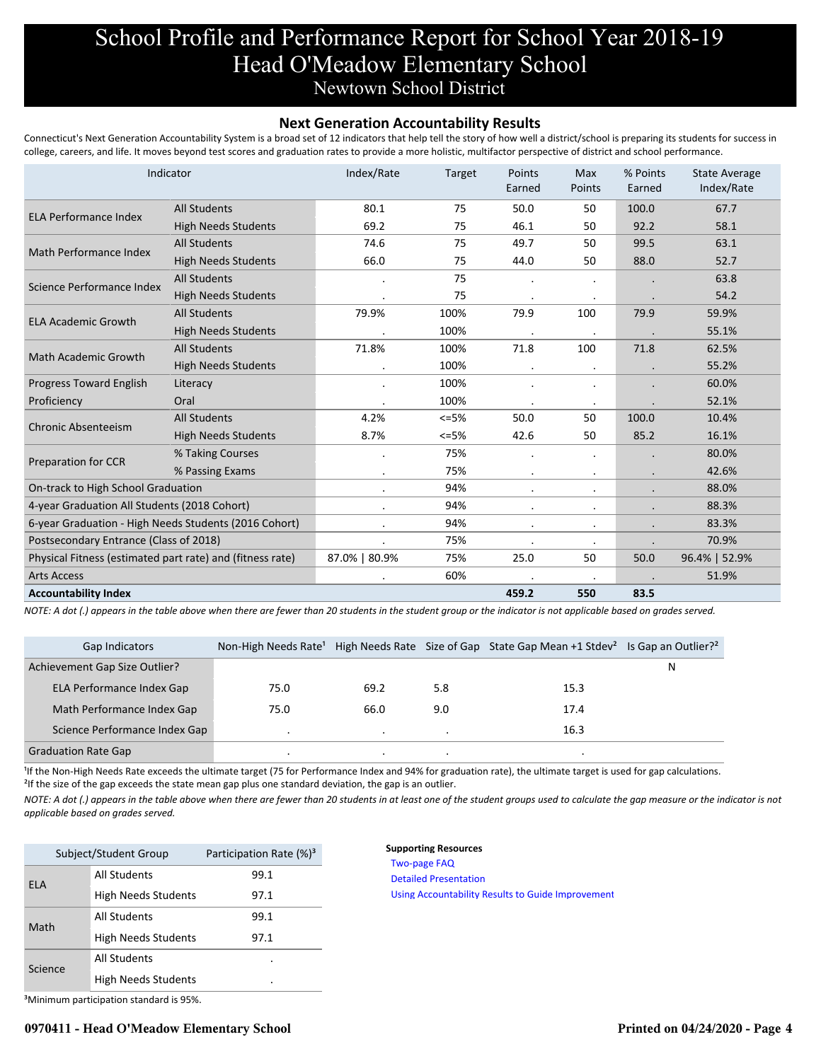# School Profile and Performance Report for School Year 2018-19
# Head O'Meadow Elementary School
## Newtown School District

### Next Generation Accountability Results

Connecticut's Next Generation Accountability System is a broad set of 12 indicators that help tell the story of how well a district/school is preparing its students for success in college, careers, and life. It moves beyond test scores and graduation rates to provide a more holistic, multifactor perspective of district and school performance.

| Indicator | | Index/Rate | Target | Points Earned | Max Points | % Points Earned | State Average Index/Rate |
|---|---|---|---|---|---|---|---|
| ELA Performance Index | All Students | 80.1 | 75 | 50.0 | 50 | 100.0 | 67.7 |
| | High Needs Students | 69.2 | 75 | 46.1 | 50 | 92.2 | 58.1 |
| Math Performance Index | All Students | 74.6 | 75 | 49.7 | 50 | 99.5 | 63.1 |
| | High Needs Students | 66.0 | 75 | 44.0 | 50 | 88.0 | 52.7 |
| Science Performance Index | All Students | . | 75 | . | . | . | 63.8 |
| | High Needs Students | . | 75 | . | . | . | 54.2 |
| ELA Academic Growth | All Students | 79.9% | 100% | 79.9 | 100 | 79.9 | 59.9% |
| | High Needs Students | . | 100% | . | . | . | 55.1% |
| Math Academic Growth | All Students | 71.8% | 100% | 71.8 | 100 | 71.8 | 62.5% |
| | High Needs Students | . | 100% | . | . | . | 55.2% |
| Progress Toward English Proficiency | Literacy | . | 100% | . | . | . | 60.0% |
| | Oral | . | 100% | . | . | . | 52.1% |
| Chronic Absenteeism | All Students | 4.2% | <=5% | 50.0 | 50 | 100.0 | 10.4% |
| | High Needs Students | 8.7% | <=5% | 42.6 | 50 | 85.2 | 16.1% |
| Preparation for CCR | % Taking Courses | . | 75% | . | . | . | 80.0% |
| | % Passing Exams | . | 75% | . | . | . | 42.6% |
| On-track to High School Graduation | | . | 94% | . | . | . | 88.0% |
| 4-year Graduation All Students (2018 Cohort) | | . | 94% | . | . | . | 88.3% |
| 6-year Graduation - High Needs Students (2016 Cohort) | | . | 94% | . | . | . | 83.3% |
| Postsecondary Entrance (Class of 2018) | | . | 75% | . | . | . | 70.9% |
| Physical Fitness (estimated part rate) and (fitness rate) | | 87.0% \| 80.9% | 75% | 25.0 | 50 | 50.0 | 96.4% \| 52.9% |
| Arts Access | | . | 60% | . | . | . | 51.9% |
| **Accountability Index** | | | | **459.2** | **550** | **83.5** | |

*NOTE: A dot (.) appears in the table above when there are fewer than 20 students in the student group or the indicator is not applicable based on grades served.*

| Gap Indicators | Non-High Needs Rate[1] | High Needs Rate | Size of Gap | State Gap Mean +1 Stdev[2] | Is Gap an Outlier?[2] |
|---|---|---|---|---|---|
| Achievement Gap Size Outlier? | | | | | N |
| ELA Performance Index Gap | 75.0 | 69.2 | 5.8 | 15.3 | |
| Math Performance Index Gap | 75.0 | 66.0 | 9.0 | 17.4 | |
| Science Performance Index Gap | . | . | . | 16.3 | |
| Graduation Rate Gap | . | . | . | . | |

[1]If the Non-High Needs Rate exceeds the ultimate target (75 for Performance Index and 94% for graduation rate), the ultimate target is used for gap calculations.
[2]If the size of the gap exceeds the state mean gap plus one standard deviation, the gap is an outlier.

*NOTE: A dot (.) appears in the table above when there are fewer than 20 students in at least one of the student groups used to calculate the gap measure or the indicator is not applicable based on grades served.*

| Subject/Student Group | | Participation Rate (%)[3] |
|---|---|---|
| ELA | All Students | 99.1 |
| | High Needs Students | 97.1 |
| Math | All Students | 99.1 |
| | High Needs Students | 97.1 |
| Science | All Students | . |
| | High Needs Students | . |

[3]Minimum participation standard is 95%.

**Supporting Resources**

- Two-page FAQ
- Detailed Presentation
- Using Accountability Results to Guide Improvement